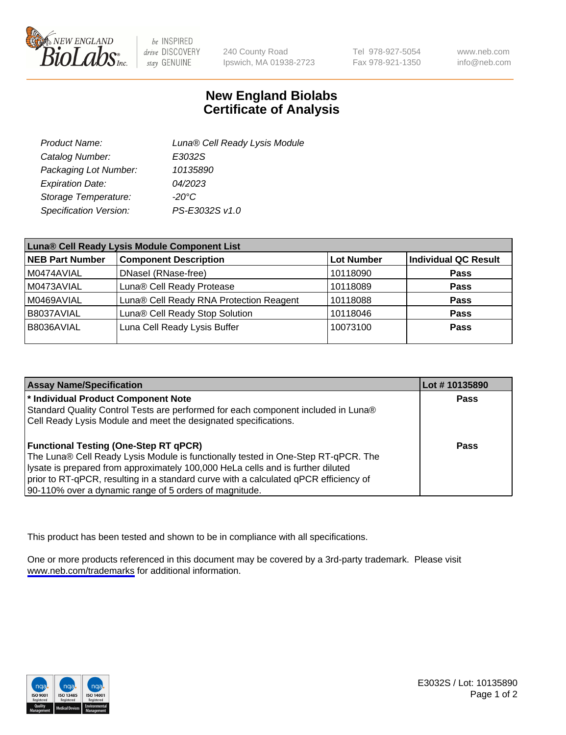# New England Biolabs Certificate of Analysis

| | |
|---|---|
| *Product Name:* | *Luna® Cell Ready Lysis Module* |
| *Catalog Number:* | *E3032S* |
| *Packaging Lot Number:* | *10135890* |
| *Expiration Date:* | *04/2023* |
| *Storage Temperature:* | *-20°C* |
| *Specification Version:* | *PS-E3032S v1.0* |

| **Luna® Cell Ready Lysis Module Component List** | | | |
|---|---|---|---|
| **NEB Part Number** | **Component Description** | **Lot Number** | **Individual QC Result** |
| M0474AVIAL | DNaseI (RNase-free) | 10118090 | **Pass** |
| M0473AVIAL | Luna® Cell Ready Protease | 10118089 | **Pass** |
| M0469AVIAL | Luna® Cell Ready RNA Protection Reagent | 10118088 | **Pass** |
| B8037AVIAL | Luna® Cell Ready Stop Solution | 10118046 | **Pass** |
| B8036AVIAL | Luna Cell Ready Lysis Buffer | 10073100 | **Pass** |

| **Assay Name/Specification** | **Lot # 10135890** |
|---|---|
| **\* Individual Product Component Note**<br>Standard Quality Control Tests are performed for each component included in Luna® Cell Ready Lysis Module and meet the designated specifications. | **Pass** |
| **Functional Testing (One-Step RT qPCR)**<br>The Luna® Cell Ready Lysis Module is functionally tested in One-Step RT-qPCR. The lysate is prepared from approximately 100,000 HeLa cells and is further diluted prior to RT-qPCR, resulting in a standard curve with a calculated qPCR efficiency of 90-110% over a dynamic range of 5 orders of magnitude. | **Pass** |

This product has been tested and shown to be in compliance with all specifications.

One or more products referenced in this document may be covered by a 3rd-party trademark. Please visit www.neb.com/trademarks for additional information.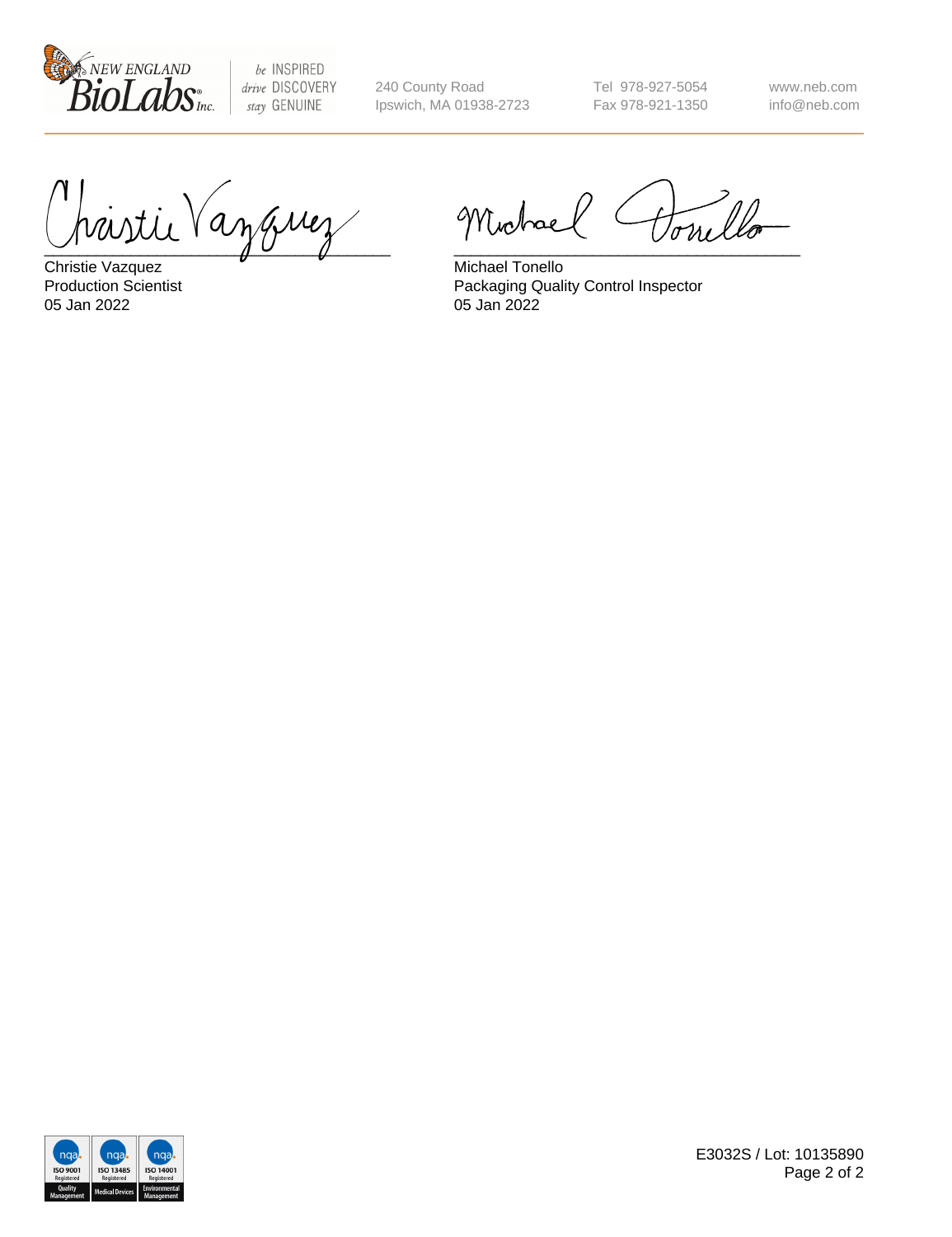Christie Vazquez
Production Scientist
05 Jan 2022

Michael Tonello
Packaging Quality Control Inspector
05 Jan 2022

E3032S / Lot: 10135890